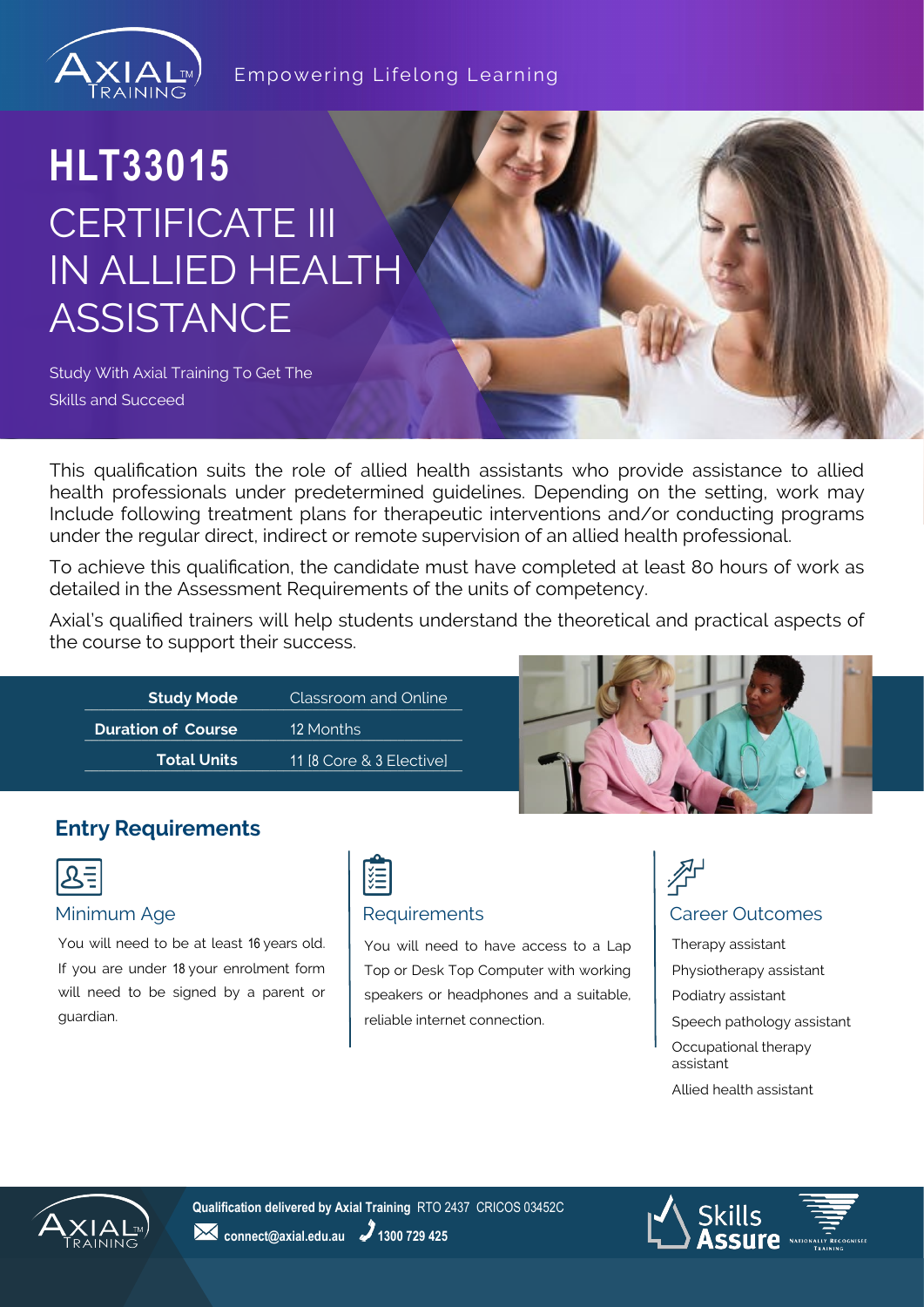Empowering Lifelong Learning

# HLT33015

# CERTIFICATE III IN ALLIED HEALTH ASSISTANCE

Study With Axial Training To Get The Skills and Succeed

This qualification suits the role of allied health assistants who provide assistance to allied health professionals under predetermined guidelines. Depending on the setting, work may Include following treatment plans for therapeutic interventions and/or conducting programs under the regular direct, indirect or remote supervision of an allied health professional.

To achieve this qualification, the candidate must have completed at least 80 hours of work as detailed in the Assessment Requirements of the units of competency.

Axial's qualified trainers will help students understand the theoretical and practical aspects of the course to support their success.

| | |
|---|---|
| **Study Mode** | Classroom and Online |
| **Duration of Course** | 12 Months |
| **Total Units** | 11 [8 Core & 3 Elective] |

## Entry Requirements

### Minimum Age

You will need to be at least 16 years old. If you are under 18 your enrolment form will need to be signed by a parent or guardian.

### Requirements

You will need to have access to a Lap Top or Desk Top Computer with working speakers or headphones and a suitable, reliable internet connection.

### Career Outcomes

- Therapy assistant
- Physiotherapy assistant
- Podiatry assistant
- Speech pathology assistant
- Occupational therapy assistant
- Allied health assistant

**Qualification delivered by Axial Training** RTO 2437 CRICOS 03452C

**connect@axial.edu.au** **1300 729 425**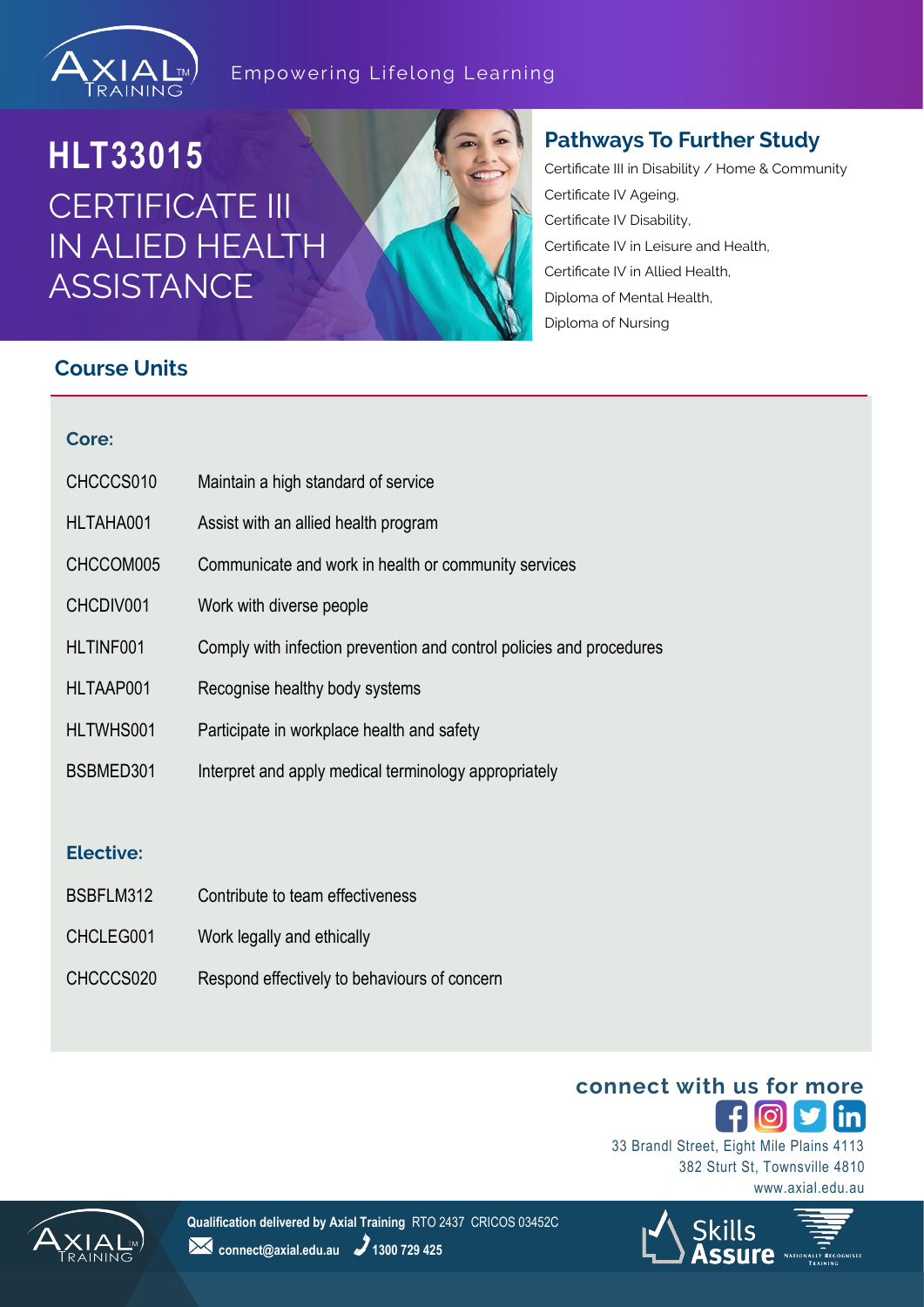Empowering Lifelong Learning

# HLT33015

## CERTIFICATE III IN ALIED HEALTH ASSISTANCE

## Pathways To Further Study

Certificate III in Disability / Home & Community
Certificate IV Ageing,
Certificate IV Disability,
Certificate IV in Leisure and Health,
Certificate IV in Allied Health,
Diploma of Mental Health,
Diploma of Nursing

## Course Units

### Core:

| | |
|---|---|
| CHCCCS010 | Maintain a high standard of service |
| HLTAHA001 | Assist with an allied health program |
| CHCCOM005 | Communicate and work in health or community services |
| CHCDIV001 | Work with diverse people |
| HLTINF001 | Comply with infection prevention and control policies and procedures |
| HLTAAP001 | Recognise healthy body systems |
| HLTWHS001 | Participate in workplace health and safety |
| BSBMED301 | Interpret and apply medical terminology appropriately |

### Elective:

| | |
|---|---|
| BSBFLM312 | Contribute to team effectiveness |
| CHCLEG001 | Work legally and ethically |
| CHCCCS020 | Respond effectively to behaviours of concern |

**connect with us for more**

33 Brandl Street, Eight Mile Plains 4113
382 Sturt St, Townsville 4810
www.axial.edu.au

**Qualification delivered by Axial Training** RTO 2437 CRICOS 03452C

**connect@axial.edu.au** **1300 729 425**